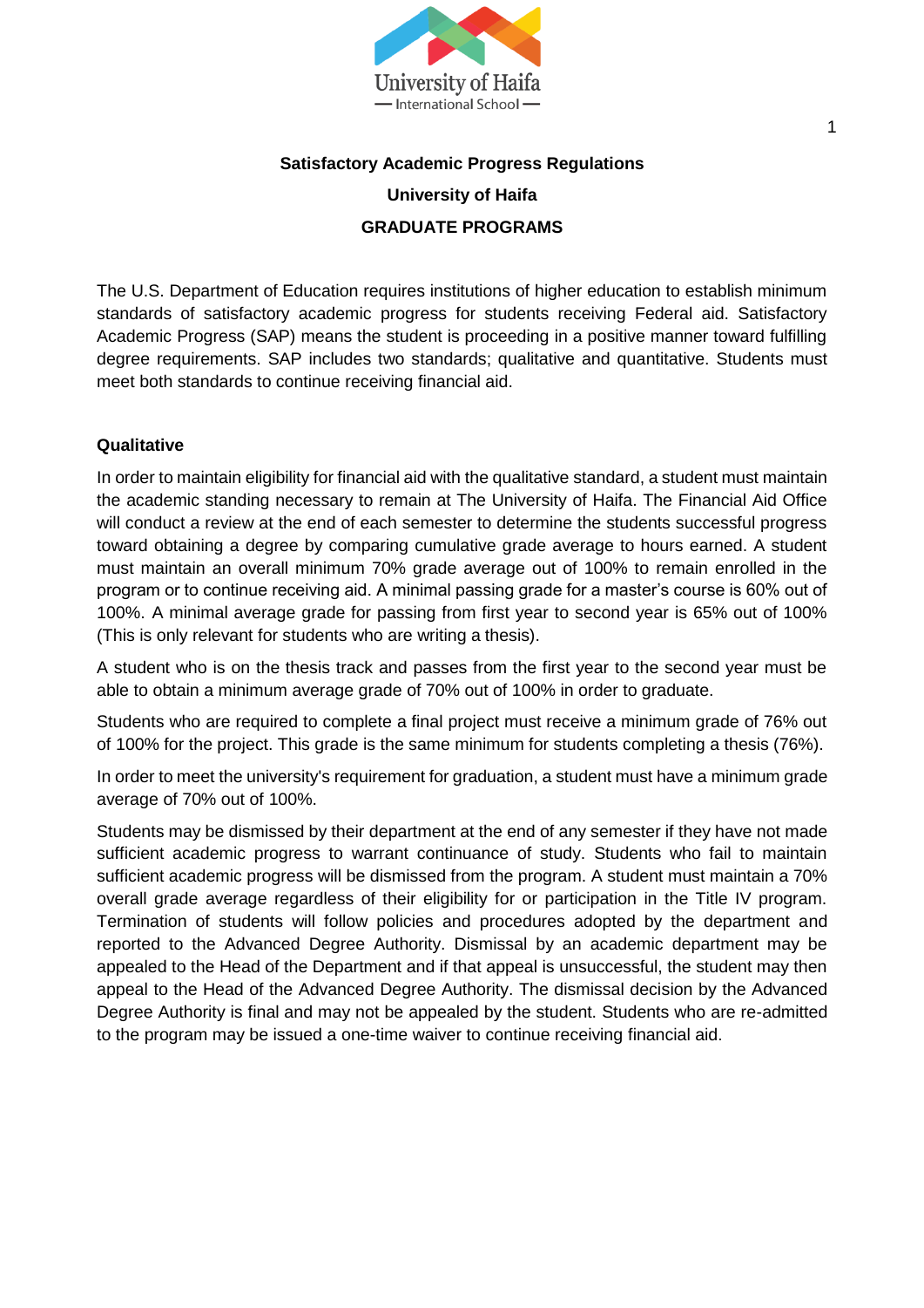# Satisfactory Academic Progress Regulations

## University of Haifa

## GRADUATE PROGRAMS

The U.S. Department of Education requires institutions of higher education to establish minimum standards of satisfactory academic progress for students receiving Federal aid. Satisfactory Academic Progress (SAP) means the student is proceeding in a positive manner toward fulfilling degree requirements. SAP includes two standards; qualitative and quantitative. Students must meet both standards to continue receiving financial aid.

**Qualitative**

In order to maintain eligibility for financial aid with the qualitative standard, a student must maintain the academic standing necessary to remain at The University of Haifa. The Financial Aid Office will conduct a review at the end of each semester to determine the students successful progress toward obtaining a degree by comparing cumulative grade average to hours earned. A student must maintain an overall minimum 70% grade average out of 100% to remain enrolled in the program or to continue receiving aid. A minimal passing grade for a master's course is 60% out of 100%. A minimal average grade for passing from first year to second year is 65% out of 100% (This is only relevant for students who are writing a thesis).

A student who is on the thesis track and passes from the first year to the second year must be able to obtain a minimum average grade of 70% out of 100% in order to graduate.

Students who are required to complete a final project must receive a minimum grade of 76% out of 100% for the project. This grade is the same minimum for students completing a thesis (76%).

In order to meet the university's requirement for graduation, a student must have a minimum grade average of 70% out of 100%.

Students may be dismissed by their department at the end of any semester if they have not made sufficient academic progress to warrant continuance of study. Students who fail to maintain sufficient academic progress will be dismissed from the program. A student must maintain a 70% overall grade average regardless of their eligibility for or participation in the Title IV program. Termination of students will follow policies and procedures adopted by the department and reported to the Advanced Degree Authority. Dismissal by an academic department may be appealed to the Head of the Department and if that appeal is unsuccessful, the student may then appeal to the Head of the Advanced Degree Authority. The dismissal decision by the Advanced Degree Authority is final and may not be appealed by the student. Students who are re-admitted to the program may be issued a one-time waiver to continue receiving financial aid.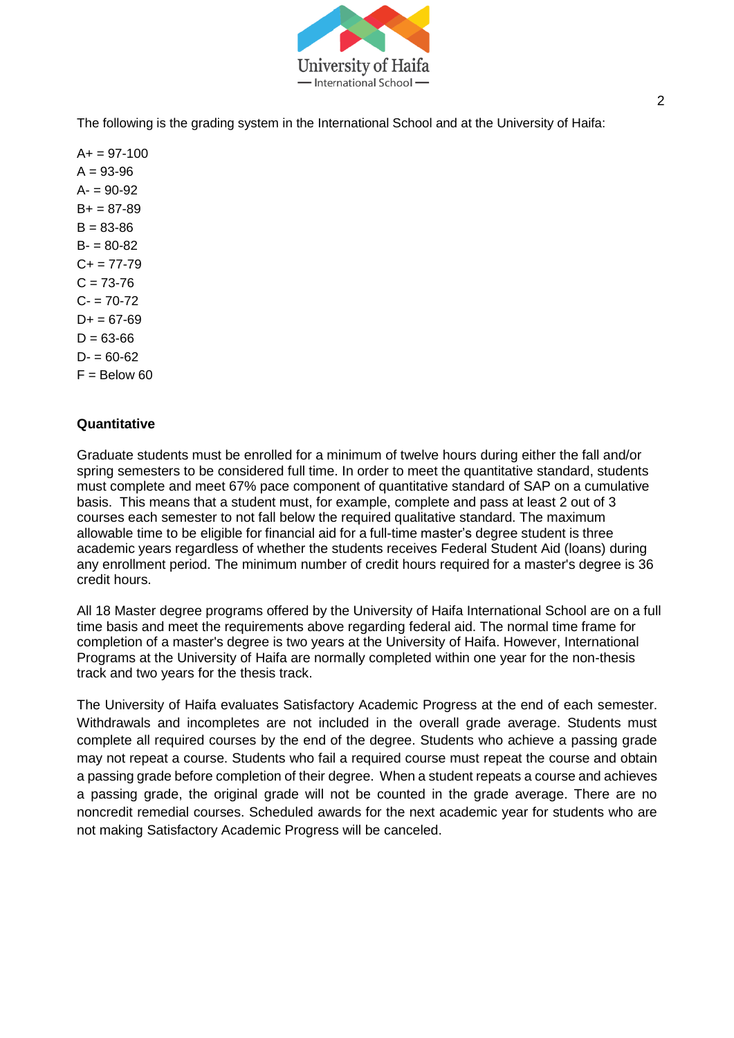The following is the grading system in the International School and at the University of Haifa:

A+ = 97-100
A = 93-96
A- = 90-92
B+ = 87-89
B = 83-86
B- = 80-82
C+ = 77-79
C = 73-76
C- = 70-72
D+ = 67-69
D = 63-66
D- = 60-62
F = Below 60

**Quantitative**

Graduate students must be enrolled for a minimum of twelve hours during either the fall and/or spring semesters to be considered full time. In order to meet the quantitative standard, students must complete and meet 67% pace component of quantitative standard of SAP on a cumulative basis. This means that a student must, for example, complete and pass at least 2 out of 3 courses each semester to not fall below the required qualitative standard. The maximum allowable time to be eligible for financial aid for a full-time master's degree student is three academic years regardless of whether the students receives Federal Student Aid (loans) during any enrollment period. The minimum number of credit hours required for a master's degree is 36 credit hours.

All 18 Master degree programs offered by the University of Haifa International School are on a full time basis and meet the requirements above regarding federal aid. The normal time frame for completion of a master's degree is two years at the University of Haifa. However, International Programs at the University of Haifa are normally completed within one year for the non-thesis track and two years for the thesis track.

The University of Haifa evaluates Satisfactory Academic Progress at the end of each semester. Withdrawals and incompletes are not included in the overall grade average. Students must complete all required courses by the end of the degree. Students who achieve a passing grade may not repeat a course. Students who fail a required course must repeat the course and obtain a passing grade before completion of their degree. When a student repeats a course and achieves a passing grade, the original grade will not be counted in the grade average. There are no noncredit remedial courses. Scheduled awards for the next academic year for students who are not making Satisfactory Academic Progress will be canceled.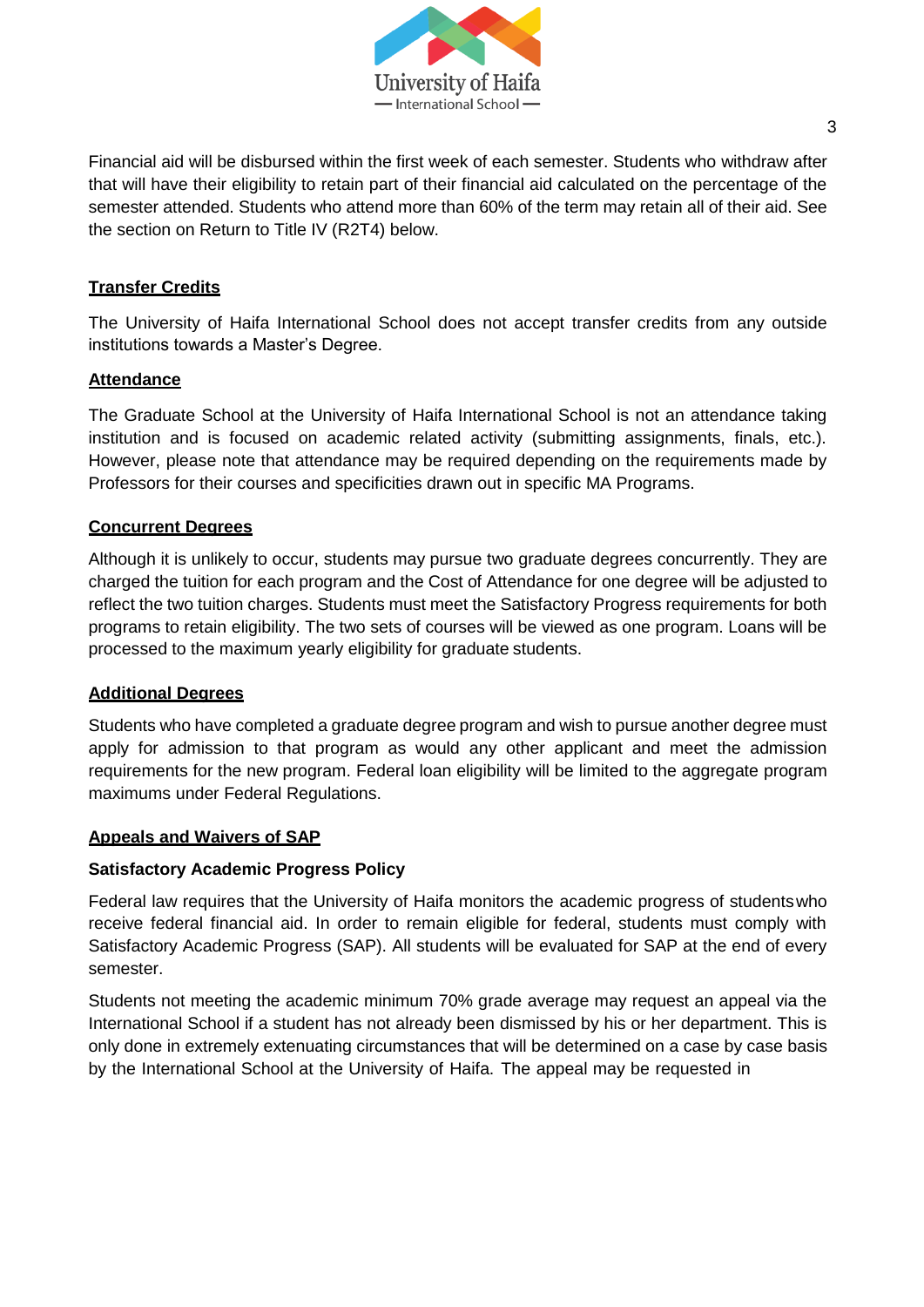Financial aid will be disbursed within the first week of each semester. Students who withdraw after that will have their eligibility to retain part of their financial aid calculated on the percentage of the semester attended. Students who attend more than 60% of the term may retain all of their aid. See the section on Return to Title IV (R2T4) below.

## Transfer Credits

The University of Haifa International School does not accept transfer credits from any outside institutions towards a Master's Degree.

## Attendance

The Graduate School at the University of Haifa International School is not an attendance taking institution and is focused on academic related activity (submitting assignments, finals, etc.). However, please note that attendance may be required depending on the requirements made by Professors for their courses and specificities drawn out in specific MA Programs.

## Concurrent Degrees

Although it is unlikely to occur, students may pursue two graduate degrees concurrently. They are charged the tuition for each program and the Cost of Attendance for one degree will be adjusted to reflect the two tuition charges. Students must meet the Satisfactory Progress requirements for both programs to retain eligibility. The two sets of courses will be viewed as one program. Loans will be processed to the maximum yearly eligibility for graduate students.

## Additional Degrees

Students who have completed a graduate degree program and wish to pursue another degree must apply for admission to that program as would any other applicant and meet the admission requirements for the new program. Federal loan eligibility will be limited to the aggregate program maximums under Federal Regulations.

## Appeals and Waivers of SAP

### Satisfactory Academic Progress Policy

Federal law requires that the University of Haifa monitors the academic progress of students who receive federal financial aid. In order to remain eligible for federal, students must comply with Satisfactory Academic Progress (SAP). All students will be evaluated for SAP at the end of every semester.

Students not meeting the academic minimum 70% grade average may request an appeal via the International School if a student has not already been dismissed by his or her department. This is only done in extremely extenuating circumstances that will be determined on a case by case basis by the International School at the University of Haifa. The appeal may be requested in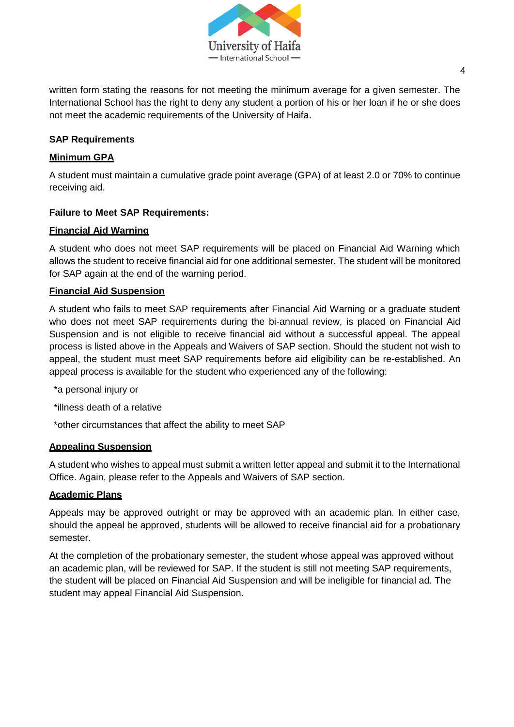written form stating the reasons for not meeting the minimum average for a given semester. The International School has the right to deny any student a portion of his or her loan if he or she does not meet the academic requirements of the University of Haifa.

**SAP Requirements**

**Minimum GPA**

A student must maintain a cumulative grade point average (GPA) of at least 2.0 or 70% to continue receiving aid.

**Failure to Meet SAP Requirements:**

**Financial Aid Warning**

A student who does not meet SAP requirements will be placed on Financial Aid Warning which allows the student to receive financial aid for one additional semester. The student will be monitored for SAP again at the end of the warning period.

**Financial Aid Suspension**

A student who fails to meet SAP requirements after Financial Aid Warning or a graduate student who does not meet SAP requirements during the bi-annual review, is placed on Financial Aid Suspension and is not eligible to receive financial aid without a successful appeal. The appeal process is listed above in the Appeals and Waivers of SAP section. Should the student not wish to appeal, the student must meet SAP requirements before aid eligibility can be re-established. An appeal process is available for the student who experienced any of the following:

*a personal injury or

*illness death of a relative

*other circumstances that affect the ability to meet SAP

**Appealing Suspension**

A student who wishes to appeal must submit a written letter appeal and submit it to the International Office. Again, please refer to the Appeals and Waivers of SAP section.

**Academic Plans**

Appeals may be approved outright or may be approved with an academic plan. In either case, should the appeal be approved, students will be allowed to receive financial aid for a probationary semester.

At the completion of the probationary semester, the student whose appeal was approved without an academic plan, will be reviewed for SAP. If the student is still not meeting SAP requirements, the student will be placed on Financial Aid Suspension and will be ineligible for financial ad. The student may appeal Financial Aid Suspension.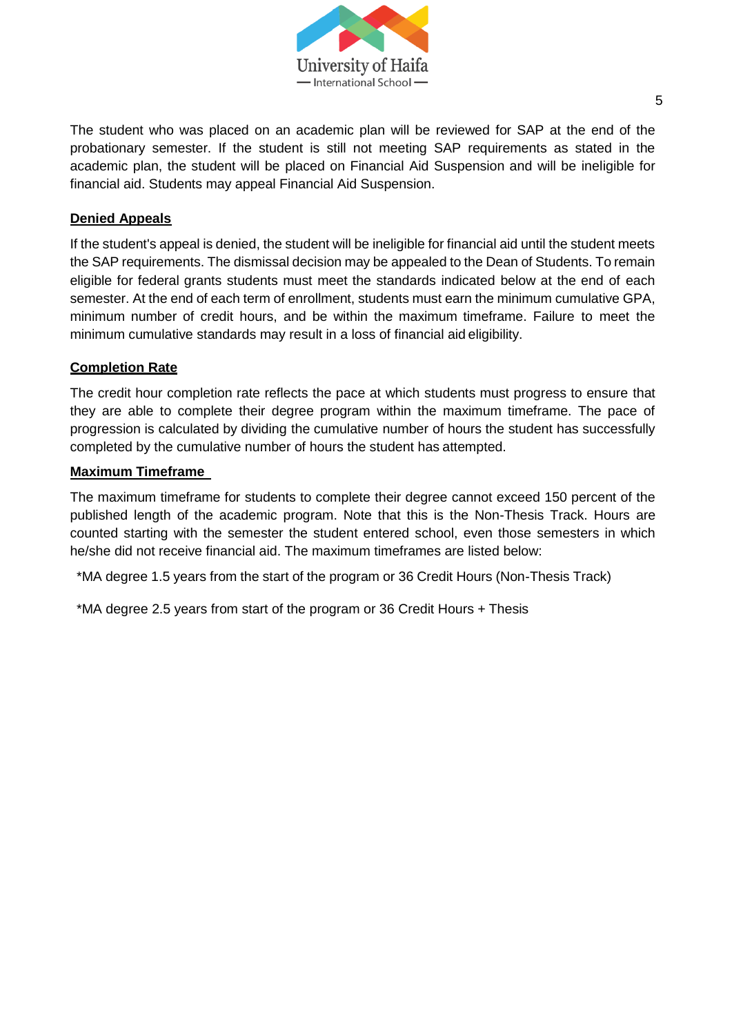The student who was placed on an academic plan will be reviewed for SAP at the end of the probationary semester. If the student is still not meeting SAP requirements as stated in the academic plan, the student will be placed on Financial Aid Suspension and will be ineligible for financial aid. Students may appeal Financial Aid Suspension.

## Denied Appeals

If the student's appeal is denied, the student will be ineligible for financial aid until the student meets the SAP requirements. The dismissal decision may be appealed to the Dean of Students. To remain eligible for federal grants students must meet the standards indicated below at the end of each semester. At the end of each term of enrollment, students must earn the minimum cumulative GPA, minimum number of credit hours, and be within the maximum timeframe. Failure to meet the minimum cumulative standards may result in a loss of financial aid eligibility.

## Completion Rate

The credit hour completion rate reflects the pace at which students must progress to ensure that they are able to complete their degree program within the maximum timeframe. The pace of progression is calculated by dividing the cumulative number of hours the student has successfully completed by the cumulative number of hours the student has attempted.

## Maximum Timeframe

The maximum timeframe for students to complete their degree cannot exceed 150 percent of the published length of the academic program. Note that this is the Non-Thesis Track. Hours are counted starting with the semester the student entered school, even those semesters in which he/she did not receive financial aid. The maximum timeframes are listed below:

*MA degree 1.5 years from the start of the program or 36 Credit Hours (Non-Thesis Track)

*MA degree 2.5 years from start of the program or 36 Credit Hours + Thesis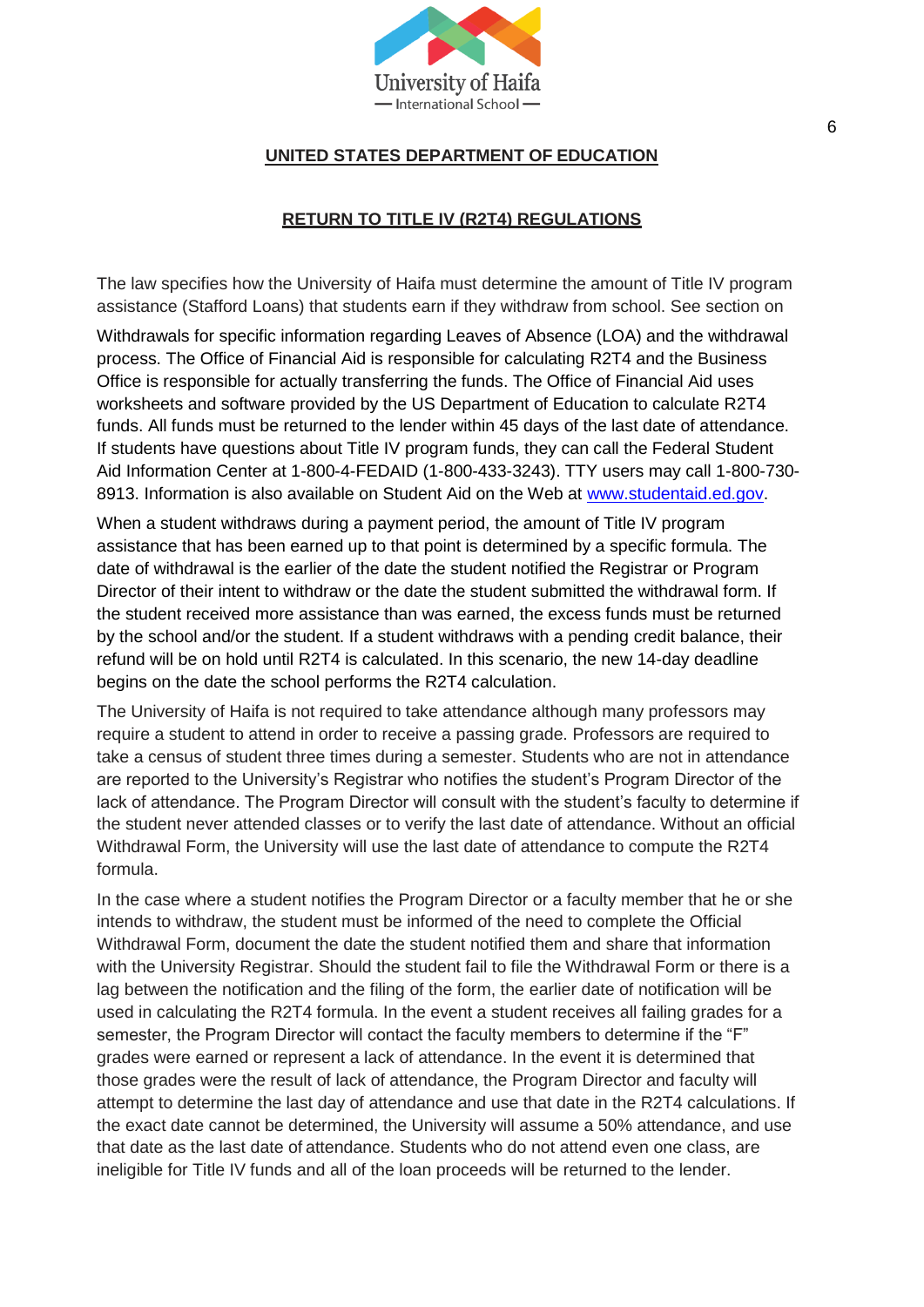## UNITED STATES DEPARTMENT OF EDUCATION

## RETURN TO TITLE IV (R2T4) REGULATIONS

The law specifies how the University of Haifa must determine the amount of Title IV program assistance (Stafford Loans) that students earn if they withdraw from school. See section on Withdrawals for specific information regarding Leaves of Absence (LOA) and the withdrawal process. The Office of Financial Aid is responsible for calculating R2T4 and the Business Office is responsible for actually transferring the funds. The Office of Financial Aid uses worksheets and software provided by the US Department of Education to calculate R2T4 funds. All funds must be returned to the lender within 45 days of the last date of attendance. If students have questions about Title IV program funds, they can call the Federal Student Aid Information Center at 1-800-4-FEDAID (1-800-433-3243). TTY users may call 1-800-730-8913. Information is also available on Student Aid on the Web at [www.studentaid.ed.gov](http://www.studentaid.ed.gov).

When a student withdraws during a payment period, the amount of Title IV program assistance that has been earned up to that point is determined by a specific formula. The date of withdrawal is the earlier of the date the student notified the Registrar or Program Director of their intent to withdraw or the date the student submitted the withdrawal form. If the student received more assistance than was earned, the excess funds must be returned by the school and/or the student. If a student withdraws with a pending credit balance, their refund will be on hold until R2T4 is calculated. In this scenario, the new 14-day deadline begins on the date the school performs the R2T4 calculation.

The University of Haifa is not required to take attendance although many professors may require a student to attend in order to receive a passing grade. Professors are required to take a census of student three times during a semester. Students who are not in attendance are reported to the University's Registrar who notifies the student's Program Director of the lack of attendance. The Program Director will consult with the student's faculty to determine if the student never attended classes or to verify the last date of attendance. Without an official Withdrawal Form, the University will use the last date of attendance to compute the R2T4 formula.

In the case where a student notifies the Program Director or a faculty member that he or she intends to withdraw, the student must be informed of the need to complete the Official Withdrawal Form, document the date the student notified them and share that information with the University Registrar. Should the student fail to file the Withdrawal Form or there is a lag between the notification and the filing of the form, the earlier date of notification will be used in calculating the R2T4 formula. In the event a student receives all failing grades for a semester, the Program Director will contact the faculty members to determine if the "F" grades were earned or represent a lack of attendance. In the event it is determined that those grades were the result of lack of attendance, the Program Director and faculty will attempt to determine the last day of attendance and use that date in the R2T4 calculations. If the exact date cannot be determined, the University will assume a 50% attendance, and use that date as the last date of attendance. Students who do not attend even one class, are ineligible for Title IV funds and all of the loan proceeds will be returned to the lender.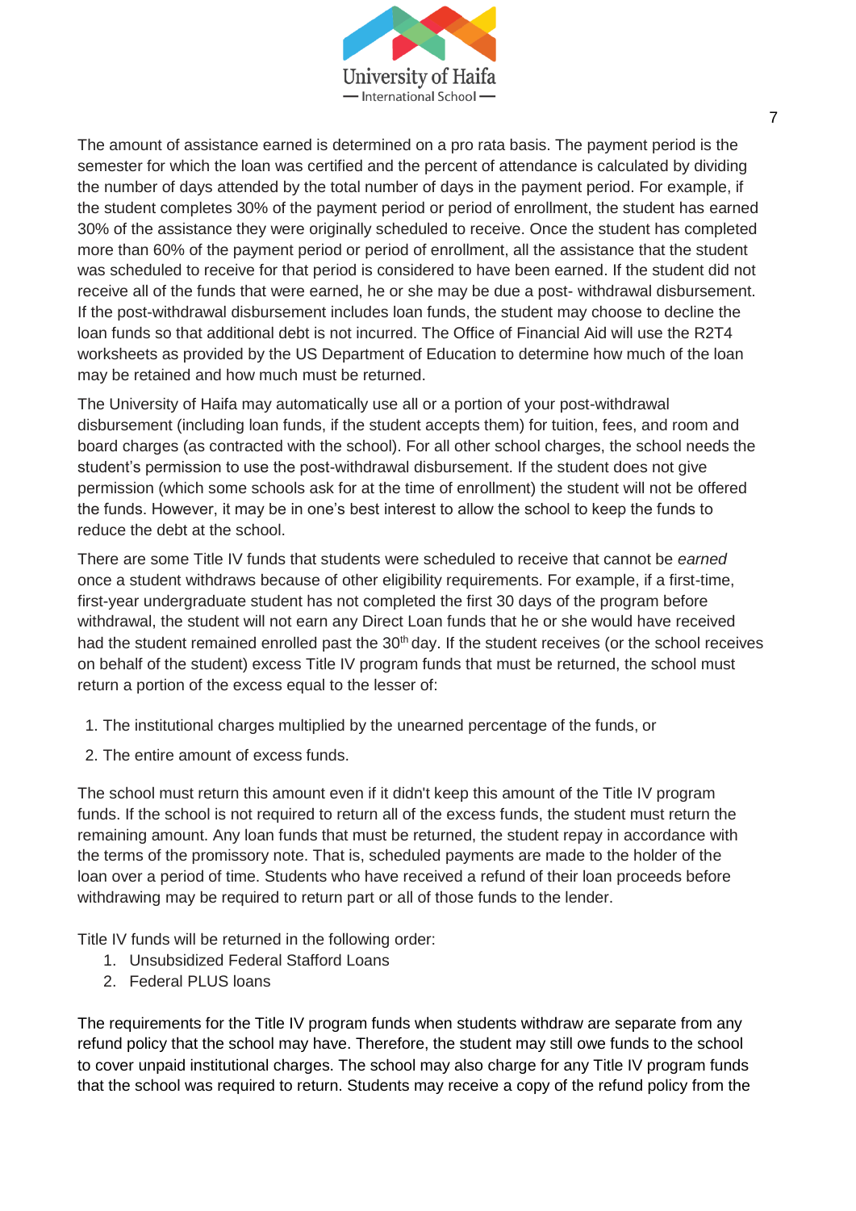The amount of assistance earned is determined on a pro rata basis. The payment period is the semester for which the loan was certified and the percent of attendance is calculated by dividing the number of days attended by the total number of days in the payment period. For example, if the student completes 30% of the payment period or period of enrollment, the student has earned 30% of the assistance they were originally scheduled to receive. Once the student has completed more than 60% of the payment period or period of enrollment, all the assistance that the student was scheduled to receive for that period is considered to have been earned. If the student did not receive all of the funds that were earned, he or she may be due a post- withdrawal disbursement. If the post-withdrawal disbursement includes loan funds, the student may choose to decline the loan funds so that additional debt is not incurred. The Office of Financial Aid will use the R2T4 worksheets as provided by the US Department of Education to determine how much of the loan may be retained and how much must be returned.

The University of Haifa may automatically use all or a portion of your post-withdrawal disbursement (including loan funds, if the student accepts them) for tuition, fees, and room and board charges (as contracted with the school). For all other school charges, the school needs the student's permission to use the post-withdrawal disbursement. If the student does not give permission (which some schools ask for at the time of enrollment) the student will not be offered the funds. However, it may be in one's best interest to allow the school to keep the funds to reduce the debt at the school.

There are some Title IV funds that students were scheduled to receive that cannot be *earned* once a student withdraws because of other eligibility requirements. For example, if a first-time, first-year undergraduate student has not completed the first 30 days of the program before withdrawal, the student will not earn any Direct Loan funds that he or she would have received had the student remained enrolled past the 30th day. If the student receives (or the school receives on behalf of the student) excess Title IV program funds that must be returned, the school must return a portion of the excess equal to the lesser of:

1. The institutional charges multiplied by the unearned percentage of the funds, or
2. The entire amount of excess funds.

The school must return this amount even if it didn't keep this amount of the Title IV program funds. If the school is not required to return all of the excess funds, the student must return the remaining amount. Any loan funds that must be returned, the student repay in accordance with the terms of the promissory note. That is, scheduled payments are made to the holder of the loan over a period of time. Students who have received a refund of their loan proceeds before withdrawing may be required to return part or all of those funds to the lender.

Title IV funds will be returned in the following order:

1. Unsubsidized Federal Stafford Loans
2. Federal PLUS loans

The requirements for the Title IV program funds when students withdraw are separate from any refund policy that the school may have. Therefore, the student may still owe funds to the school to cover unpaid institutional charges. The school may also charge for any Title IV program funds that the school was required to return. Students may receive a copy of the refund policy from the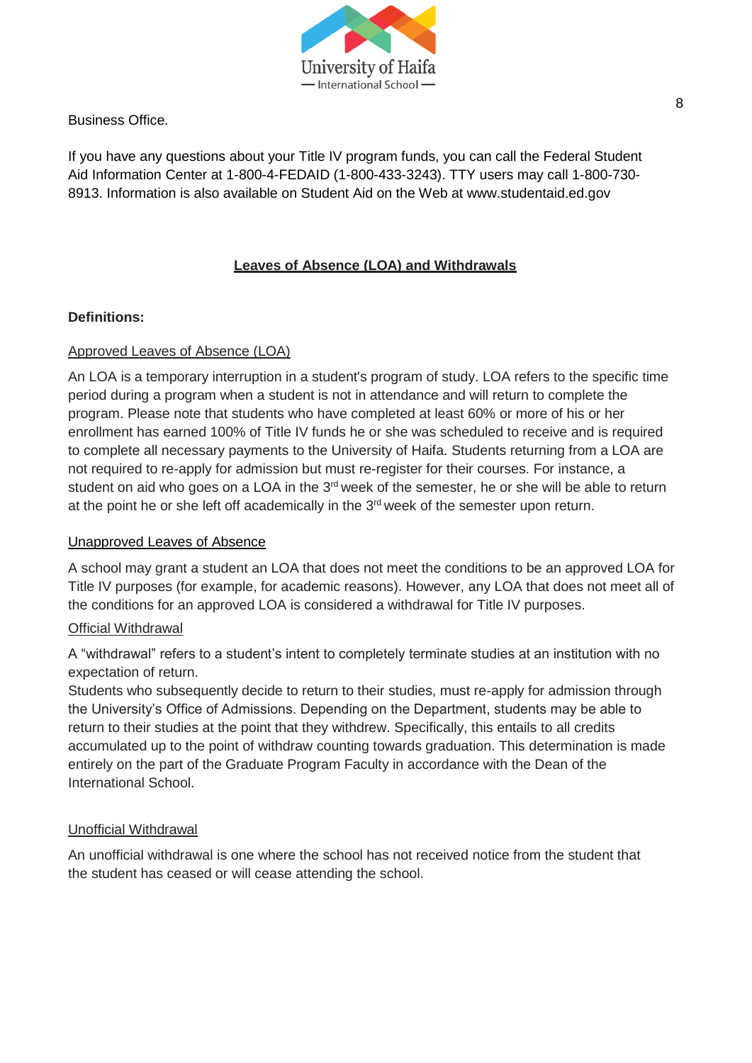Business Office.

If you have any questions about your Title IV program funds, you can call the Federal Student Aid Information Center at 1-800-4-FEDAID (1-800-433-3243). TTY users may call 1-800-730-8913. Information is also available on Student Aid on the Web at www.studentaid.ed.gov

## Leaves of Absence (LOA) and Withdrawals

**Definitions:**

Approved Leaves of Absence (LOA)

An LOA is a temporary interruption in a student's program of study. LOA refers to the specific time period during a program when a student is not in attendance and will return to complete the program. Please note that students who have completed at least 60% or more of his or her enrollment has earned 100% of Title IV funds he or she was scheduled to receive and is required to complete all necessary payments to the University of Haifa. Students returning from a LOA are not required to re-apply for admission but must re-register for their courses. For instance, a student on aid who goes on a LOA in the 3rd week of the semester, he or she will be able to return at the point he or she left off academically in the 3rd week of the semester upon return.

Unapproved Leaves of Absence

A school may grant a student an LOA that does not meet the conditions to be an approved LOA for Title IV purposes (for example, for academic reasons). However, any LOA that does not meet all of the conditions for an approved LOA is considered a withdrawal for Title IV purposes.

Official Withdrawal

A “withdrawal” refers to a student’s intent to completely terminate studies at an institution with no expectation of return.
Students who subsequently decide to return to their studies, must re-apply for admission through the University’s Office of Admissions. Depending on the Department, students may be able to return to their studies at the point that they withdrew. Specifically, this entails to all credits accumulated up to the point of withdraw counting towards graduation. This determination is made entirely on the part of the Graduate Program Faculty in accordance with the Dean of the International School.

Unofficial Withdrawal

An unofficial withdrawal is one where the school has not received notice from the student that the student has ceased or will cease attending the school.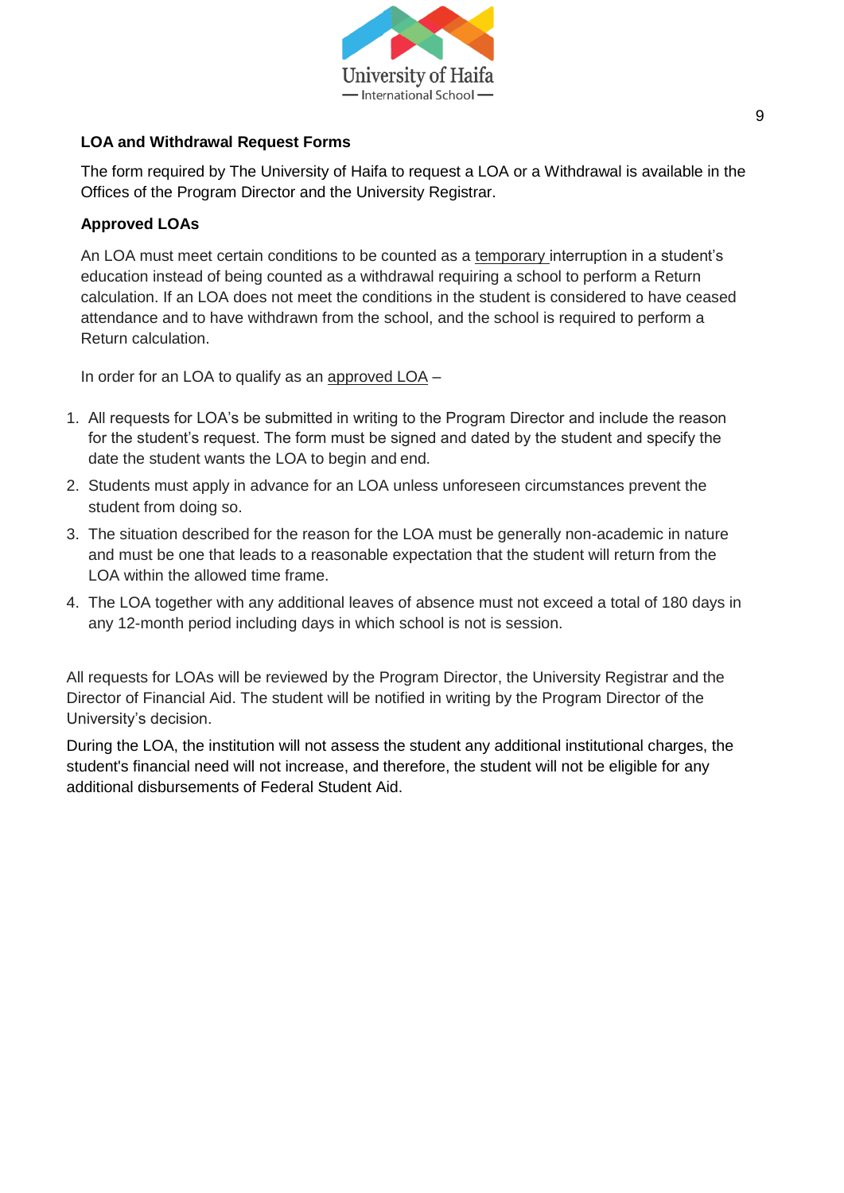**LOA and Withdrawal Request Forms**

The form required by The University of Haifa to request a LOA or a Withdrawal is available in the Offices of the Program Director and the University Registrar.

**Approved LOAs**

An LOA must meet certain conditions to be counted as a temporary interruption in a student's education instead of being counted as a withdrawal requiring a school to perform a Return calculation. If an LOA does not meet the conditions in the student is considered to have ceased attendance and to have withdrawn from the school, and the school is required to perform a Return calculation.

In order for an LOA to qualify as an approved LOA –

1. All requests for LOA's be submitted in writing to the Program Director and include the reason for the student's request. The form must be signed and dated by the student and specify the date the student wants the LOA to begin and end.
2. Students must apply in advance for an LOA unless unforeseen circumstances prevent the student from doing so.
3. The situation described for the reason for the LOA must be generally non-academic in nature and must be one that leads to a reasonable expectation that the student will return from the LOA within the allowed time frame.
4. The LOA together with any additional leaves of absence must not exceed a total of 180 days in any 12-month period including days in which school is not is session.

All requests for LOAs will be reviewed by the Program Director, the University Registrar and the Director of Financial Aid. The student will be notified in writing by the Program Director of the University's decision.

During the LOA, the institution will not assess the student any additional institutional charges, the student's financial need will not increase, and therefore, the student will not be eligible for any additional disbursements of Federal Student Aid.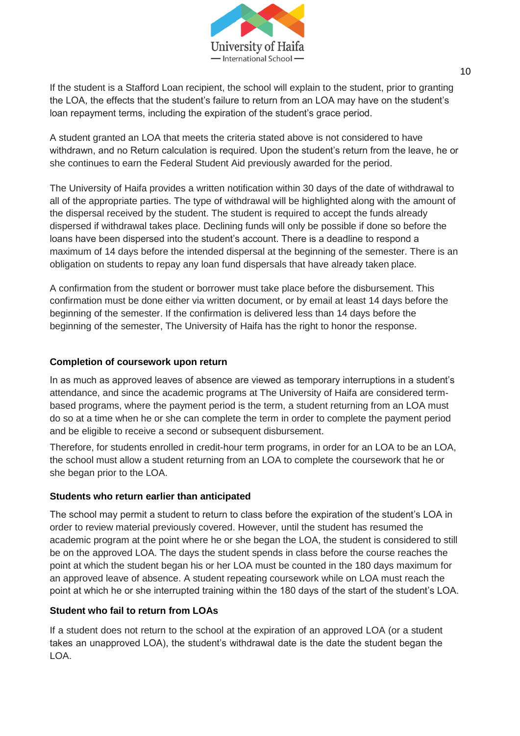If the student is a Stafford Loan recipient, the school will explain to the student, prior to granting the LOA, the effects that the student's failure to return from an LOA may have on the student's loan repayment terms, including the expiration of the student's grace period.

A student granted an LOA that meets the criteria stated above is not considered to have withdrawn, and no Return calculation is required. Upon the student's return from the leave, he or she continues to earn the Federal Student Aid previously awarded for the period.

The University of Haifa provides a written notification within 30 days of the date of withdrawal to all of the appropriate parties. The type of withdrawal will be highlighted along with the amount of the dispersal received by the student. The student is required to accept the funds already dispersed if withdrawal takes place. Declining funds will only be possible if done so before the loans have been dispersed into the student's account. There is a deadline to respond a maximum of 14 days before the intended dispersal at the beginning of the semester. There is an obligation on students to repay any loan fund dispersals that have already taken place.

A confirmation from the student or borrower must take place before the disbursement. This confirmation must be done either via written document, or by email at least 14 days before the beginning of the semester. If the confirmation is delivered less than 14 days before the beginning of the semester, The University of Haifa has the right to honor the response.

**Completion of coursework upon return**

In as much as approved leaves of absence are viewed as temporary interruptions in a student's attendance, and since the academic programs at The University of Haifa are considered term-based programs, where the payment period is the term, a student returning from an LOA must do so at a time when he or she can complete the term in order to complete the payment period and be eligible to receive a second or subsequent disbursement.

Therefore, for students enrolled in credit-hour term programs, in order for an LOA to be an LOA, the school must allow a student returning from an LOA to complete the coursework that he or she began prior to the LOA.

**Students who return earlier than anticipated**

The school may permit a student to return to class before the expiration of the student's LOA in order to review material previously covered. However, until the student has resumed the academic program at the point where he or she began the LOA, the student is considered to still be on the approved LOA. The days the student spends in class before the course reaches the point at which the student began his or her LOA must be counted in the 180 days maximum for an approved leave of absence. A student repeating coursework while on LOA must reach the point at which he or she interrupted training within the 180 days of the start of the student's LOA.

**Student who fail to return from LOAs**

If a student does not return to the school at the expiration of an approved LOA (or a student takes an unapproved LOA), the student's withdrawal date is the date the student began the LOA.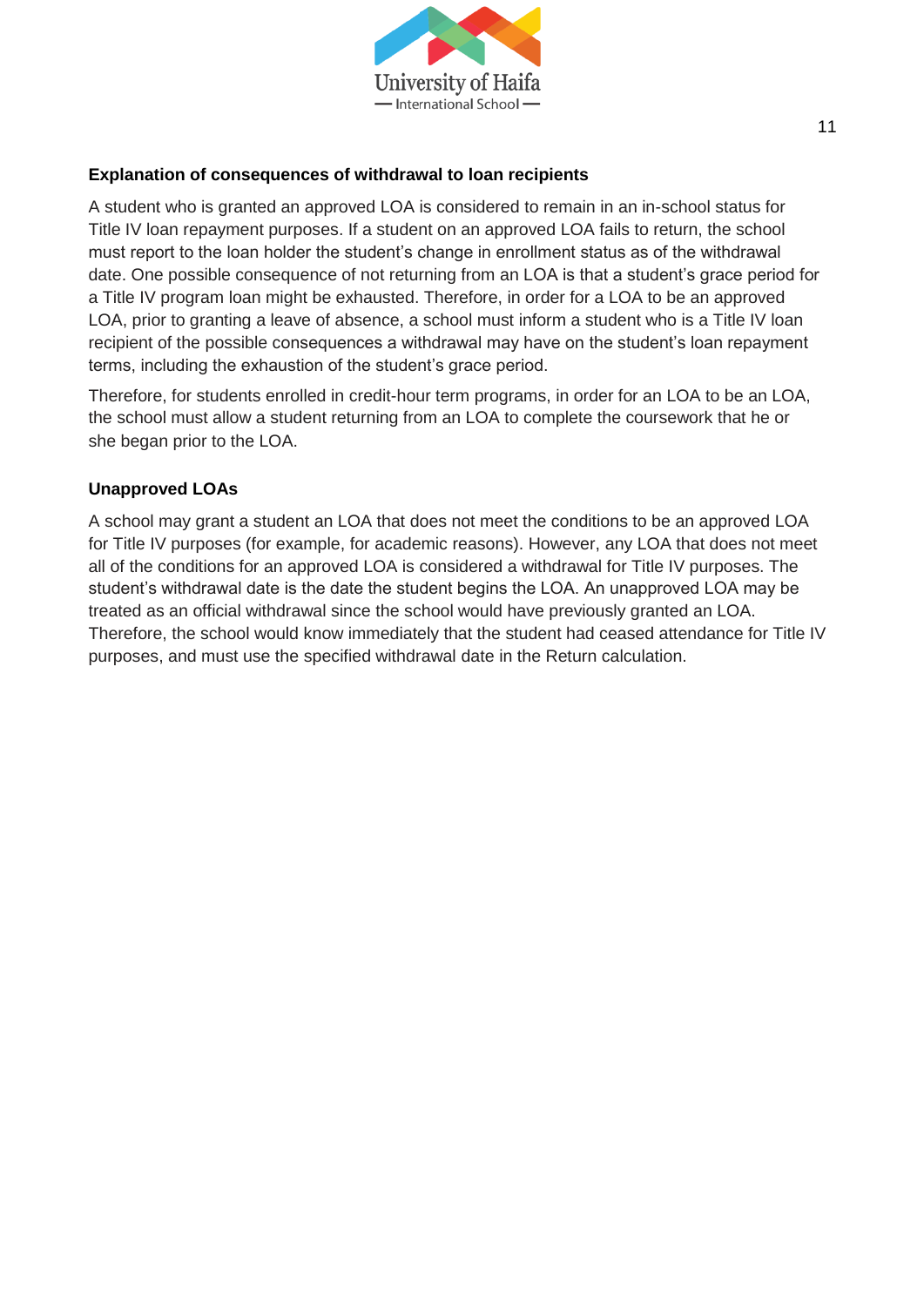**Explanation of consequences of withdrawal to loan recipients**

A student who is granted an approved LOA is considered to remain in an in-school status for Title IV loan repayment purposes. If a student on an approved LOA fails to return, the school must report to the loan holder the student's change in enrollment status as of the withdrawal date. One possible consequence of not returning from an LOA is that a student's grace period for a Title IV program loan might be exhausted. Therefore, in order for a LOA to be an approved LOA, prior to granting a leave of absence, a school must inform a student who is a Title IV loan recipient of the possible consequences a withdrawal may have on the student's loan repayment terms, including the exhaustion of the student's grace period.

Therefore, for students enrolled in credit-hour term programs, in order for an LOA to be an LOA, the school must allow a student returning from an LOA to complete the coursework that he or she began prior to the LOA.

**Unapproved LOAs**

A school may grant a student an LOA that does not meet the conditions to be an approved LOA for Title IV purposes (for example, for academic reasons). However, any LOA that does not meet all of the conditions for an approved LOA is considered a withdrawal for Title IV purposes. The student's withdrawal date is the date the student begins the LOA. An unapproved LOA may be treated as an official withdrawal since the school would have previously granted an LOA. Therefore, the school would know immediately that the student had ceased attendance for Title IV purposes, and must use the specified withdrawal date in the Return calculation.